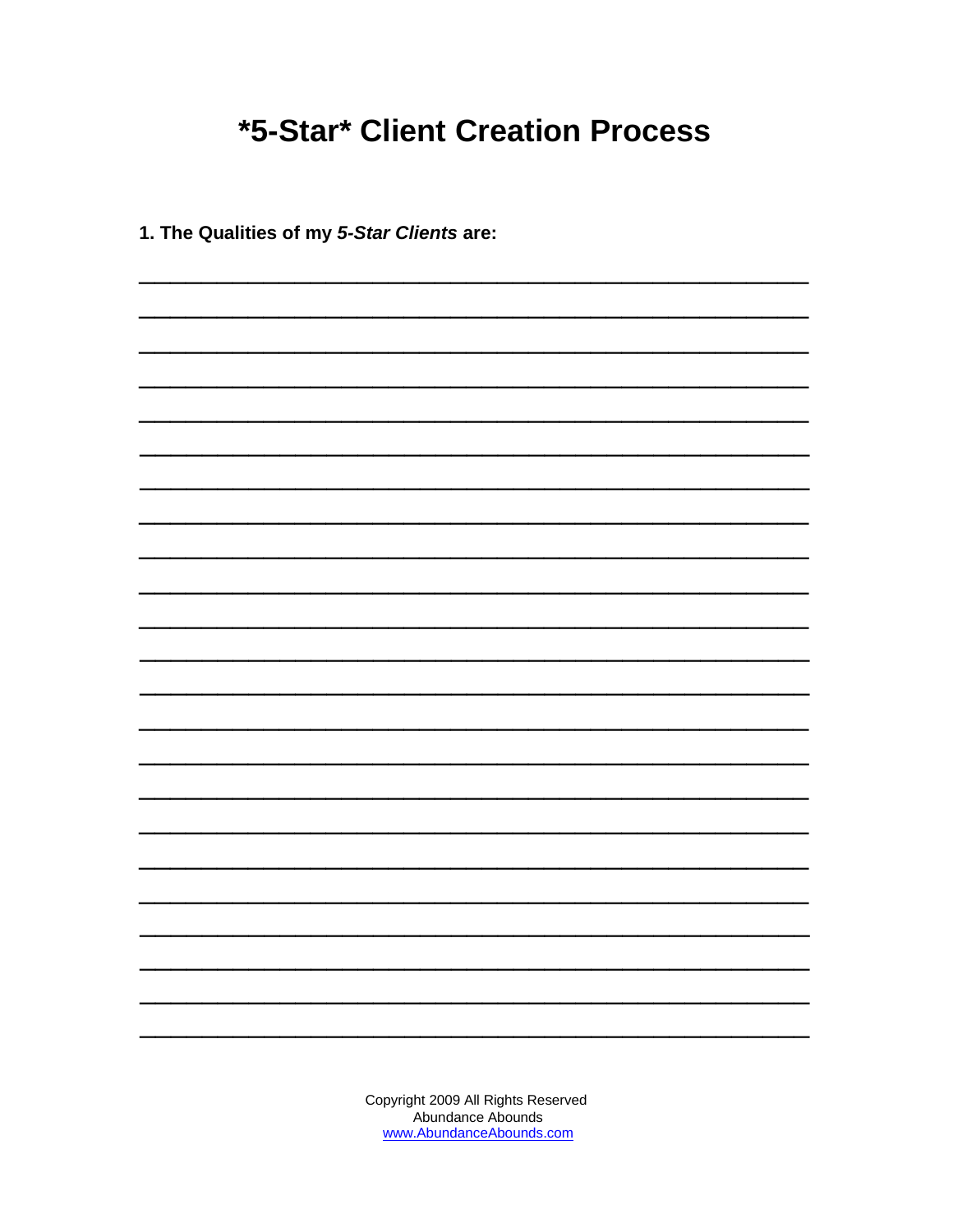# *5-Star* Client Creation Process

**1. The Qualities of my *5-Star Clients* are:**

_______________________________________________________________

_______________________________________________________________

_______________________________________________________________

_______________________________________________________________

_______________________________________________________________

_______________________________________________________________

_______________________________________________________________

_______________________________________________________________

_______________________________________________________________

_______________________________________________________________

_______________________________________________________________

_______________________________________________________________

_______________________________________________________________

_______________________________________________________________

_______________________________________________________________

_______________________________________________________________

_______________________________________________________________

_______________________________________________________________

_______________________________________________________________

_______________________________________________________________

_______________________________________________________________

_______________________________________________________________

_______________________________________________________________

Copyright 2009 All Rights Reserved
Abundance Abounds
www.AbundanceAbounds.com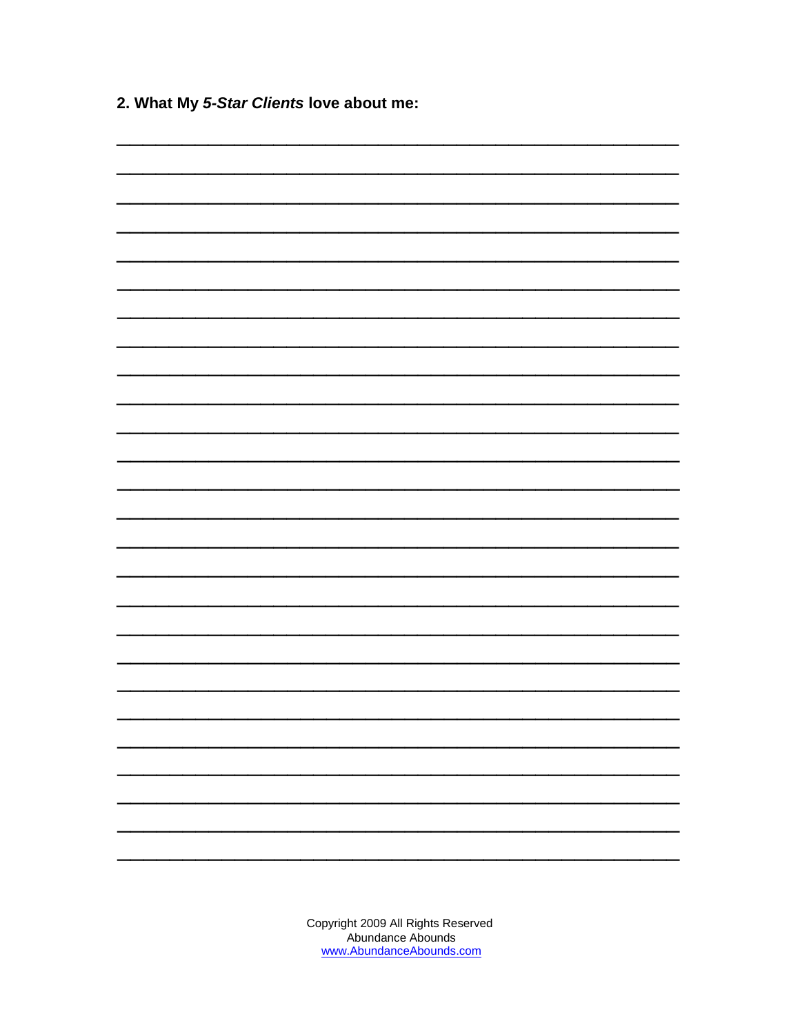**2. What My *5-Star Clients* love about me:**

\_\_\_\_\_\_\_\_\_\_\_\_\_\_\_\_\_\_\_\_\_\_\_\_\_\_\_\_\_\_\_\_\_\_\_\_\_\_\_\_\_\_\_\_\_\_\_\_\_\_\_\_\_\_\_\_\_\_\_\_

\_\_\_\_\_\_\_\_\_\_\_\_\_\_\_\_\_\_\_\_\_\_\_\_\_\_\_\_\_\_\_\_\_\_\_\_\_\_\_\_\_\_\_\_\_\_\_\_\_\_\_\_\_\_\_\_\_\_\_\_

\_\_\_\_\_\_\_\_\_\_\_\_\_\_\_\_\_\_\_\_\_\_\_\_\_\_\_\_\_\_\_\_\_\_\_\_\_\_\_\_\_\_\_\_\_\_\_\_\_\_\_\_\_\_\_\_\_\_\_\_

\_\_\_\_\_\_\_\_\_\_\_\_\_\_\_\_\_\_\_\_\_\_\_\_\_\_\_\_\_\_\_\_\_\_\_\_\_\_\_\_\_\_\_\_\_\_\_\_\_\_\_\_\_\_\_\_\_\_\_\_

\_\_\_\_\_\_\_\_\_\_\_\_\_\_\_\_\_\_\_\_\_\_\_\_\_\_\_\_\_\_\_\_\_\_\_\_\_\_\_\_\_\_\_\_\_\_\_\_\_\_\_\_\_\_\_\_\_\_\_\_

\_\_\_\_\_\_\_\_\_\_\_\_\_\_\_\_\_\_\_\_\_\_\_\_\_\_\_\_\_\_\_\_\_\_\_\_\_\_\_\_\_\_\_\_\_\_\_\_\_\_\_\_\_\_\_\_\_\_\_\_

\_\_\_\_\_\_\_\_\_\_\_\_\_\_\_\_\_\_\_\_\_\_\_\_\_\_\_\_\_\_\_\_\_\_\_\_\_\_\_\_\_\_\_\_\_\_\_\_\_\_\_\_\_\_\_\_\_\_\_\_

\_\_\_\_\_\_\_\_\_\_\_\_\_\_\_\_\_\_\_\_\_\_\_\_\_\_\_\_\_\_\_\_\_\_\_\_\_\_\_\_\_\_\_\_\_\_\_\_\_\_\_\_\_\_\_\_\_\_\_\_

\_\_\_\_\_\_\_\_\_\_\_\_\_\_\_\_\_\_\_\_\_\_\_\_\_\_\_\_\_\_\_\_\_\_\_\_\_\_\_\_\_\_\_\_\_\_\_\_\_\_\_\_\_\_\_\_\_\_\_\_

\_\_\_\_\_\_\_\_\_\_\_\_\_\_\_\_\_\_\_\_\_\_\_\_\_\_\_\_\_\_\_\_\_\_\_\_\_\_\_\_\_\_\_\_\_\_\_\_\_\_\_\_\_\_\_\_\_\_\_\_

\_\_\_\_\_\_\_\_\_\_\_\_\_\_\_\_\_\_\_\_\_\_\_\_\_\_\_\_\_\_\_\_\_\_\_\_\_\_\_\_\_\_\_\_\_\_\_\_\_\_\_\_\_\_\_\_\_\_\_\_

\_\_\_\_\_\_\_\_\_\_\_\_\_\_\_\_\_\_\_\_\_\_\_\_\_\_\_\_\_\_\_\_\_\_\_\_\_\_\_\_\_\_\_\_\_\_\_\_\_\_\_\_\_\_\_\_\_\_\_\_

\_\_\_\_\_\_\_\_\_\_\_\_\_\_\_\_\_\_\_\_\_\_\_\_\_\_\_\_\_\_\_\_\_\_\_\_\_\_\_\_\_\_\_\_\_\_\_\_\_\_\_\_\_\_\_\_\_\_\_\_

\_\_\_\_\_\_\_\_\_\_\_\_\_\_\_\_\_\_\_\_\_\_\_\_\_\_\_\_\_\_\_\_\_\_\_\_\_\_\_\_\_\_\_\_\_\_\_\_\_\_\_\_\_\_\_\_\_\_\_\_

\_\_\_\_\_\_\_\_\_\_\_\_\_\_\_\_\_\_\_\_\_\_\_\_\_\_\_\_\_\_\_\_\_\_\_\_\_\_\_\_\_\_\_\_\_\_\_\_\_\_\_\_\_\_\_\_\_\_\_\_

\_\_\_\_\_\_\_\_\_\_\_\_\_\_\_\_\_\_\_\_\_\_\_\_\_\_\_\_\_\_\_\_\_\_\_\_\_\_\_\_\_\_\_\_\_\_\_\_\_\_\_\_\_\_\_\_\_\_\_\_

\_\_\_\_\_\_\_\_\_\_\_\_\_\_\_\_\_\_\_\_\_\_\_\_\_\_\_\_\_\_\_\_\_\_\_\_\_\_\_\_\_\_\_\_\_\_\_\_\_\_\_\_\_\_\_\_\_\_\_\_

\_\_\_\_\_\_\_\_\_\_\_\_\_\_\_\_\_\_\_\_\_\_\_\_\_\_\_\_\_\_\_\_\_\_\_\_\_\_\_\_\_\_\_\_\_\_\_\_\_\_\_\_\_\_\_\_\_\_\_\_

\_\_\_\_\_\_\_\_\_\_\_\_\_\_\_\_\_\_\_\_\_\_\_\_\_\_\_\_\_\_\_\_\_\_\_\_\_\_\_\_\_\_\_\_\_\_\_\_\_\_\_\_\_\_\_\_\_\_\_\_

\_\_\_\_\_\_\_\_\_\_\_\_\_\_\_\_\_\_\_\_\_\_\_\_\_\_\_\_\_\_\_\_\_\_\_\_\_\_\_\_\_\_\_\_\_\_\_\_\_\_\_\_\_\_\_\_\_\_\_\_

\_\_\_\_\_\_\_\_\_\_\_\_\_\_\_\_\_\_\_\_\_\_\_\_\_\_\_\_\_\_\_\_\_\_\_\_\_\_\_\_\_\_\_\_\_\_\_\_\_\_\_\_\_\_\_\_\_\_\_\_

\_\_\_\_\_\_\_\_\_\_\_\_\_\_\_\_\_\_\_\_\_\_\_\_\_\_\_\_\_\_\_\_\_\_\_\_\_\_\_\_\_\_\_\_\_\_\_\_\_\_\_\_\_\_\_\_\_\_\_\_

\_\_\_\_\_\_\_\_\_\_\_\_\_\_\_\_\_\_\_\_\_\_\_\_\_\_\_\_\_\_\_\_\_\_\_\_\_\_\_\_\_\_\_\_\_\_\_\_\_\_\_\_\_\_\_\_\_\_\_\_

\_\_\_\_\_\_\_\_\_\_\_\_\_\_\_\_\_\_\_\_\_\_\_\_\_\_\_\_\_\_\_\_\_\_\_\_\_\_\_\_\_\_\_\_\_\_\_\_\_\_\_\_\_\_\_\_\_\_\_\_

\_\_\_\_\_\_\_\_\_\_\_\_\_\_\_\_\_\_\_\_\_\_\_\_\_\_\_\_\_\_\_\_\_\_\_\_\_\_\_\_\_\_\_\_\_\_\_\_\_\_\_\_\_\_\_\_\_\_\_\_

\_\_\_\_\_\_\_\_\_\_\_\_\_\_\_\_\_\_\_\_\_\_\_\_\_\_\_\_\_\_\_\_\_\_\_\_\_\_\_\_\_\_\_\_\_\_\_\_\_\_\_\_\_\_\_\_\_\_\_\_

Copyright 2009 All Rights Reserved
Abundance Abounds
www.AbundanceAbounds.com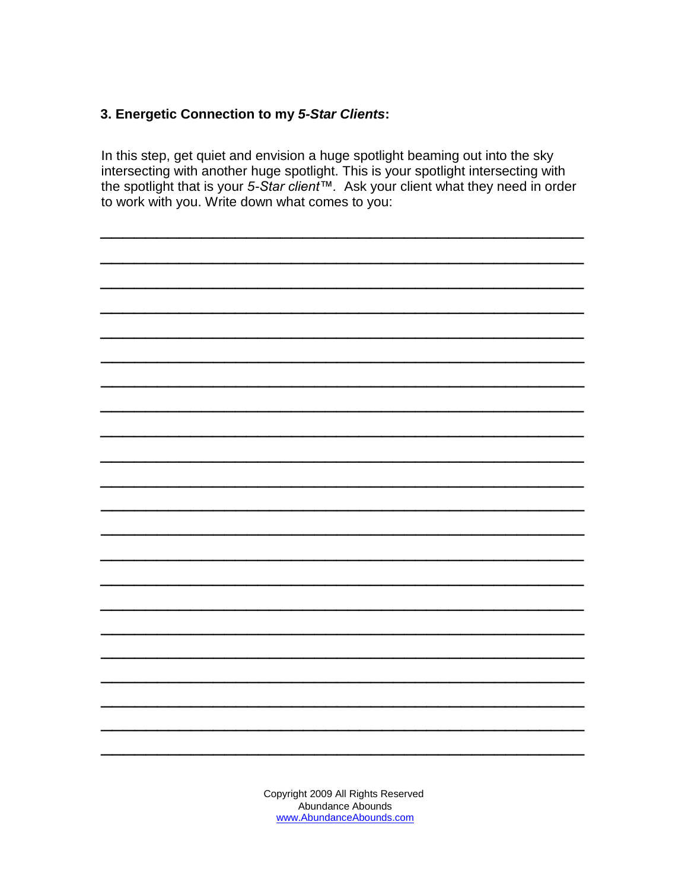### 3. Energetic Connection to my ***5-Star Clients***:

In this step, get quiet and envision a huge spotlight beaming out into the sky intersecting with another huge spotlight. This is your spotlight intersecting with the spotlight that is your *5-Star client™.* Ask your client what they need in order to work with you. Write down what comes to you:

______________________________________________________________

______________________________________________________________

______________________________________________________________

______________________________________________________________

______________________________________________________________

______________________________________________________________

______________________________________________________________

______________________________________________________________

______________________________________________________________

______________________________________________________________

______________________________________________________________

______________________________________________________________

______________________________________________________________

______________________________________________________________

______________________________________________________________

______________________________________________________________

______________________________________________________________

______________________________________________________________

______________________________________________________________

______________________________________________________________

______________________________________________________________

______________________________________________________________

Copyright 2009 All Rights Reserved
Abundance Abounds
www.AbundanceAbounds.com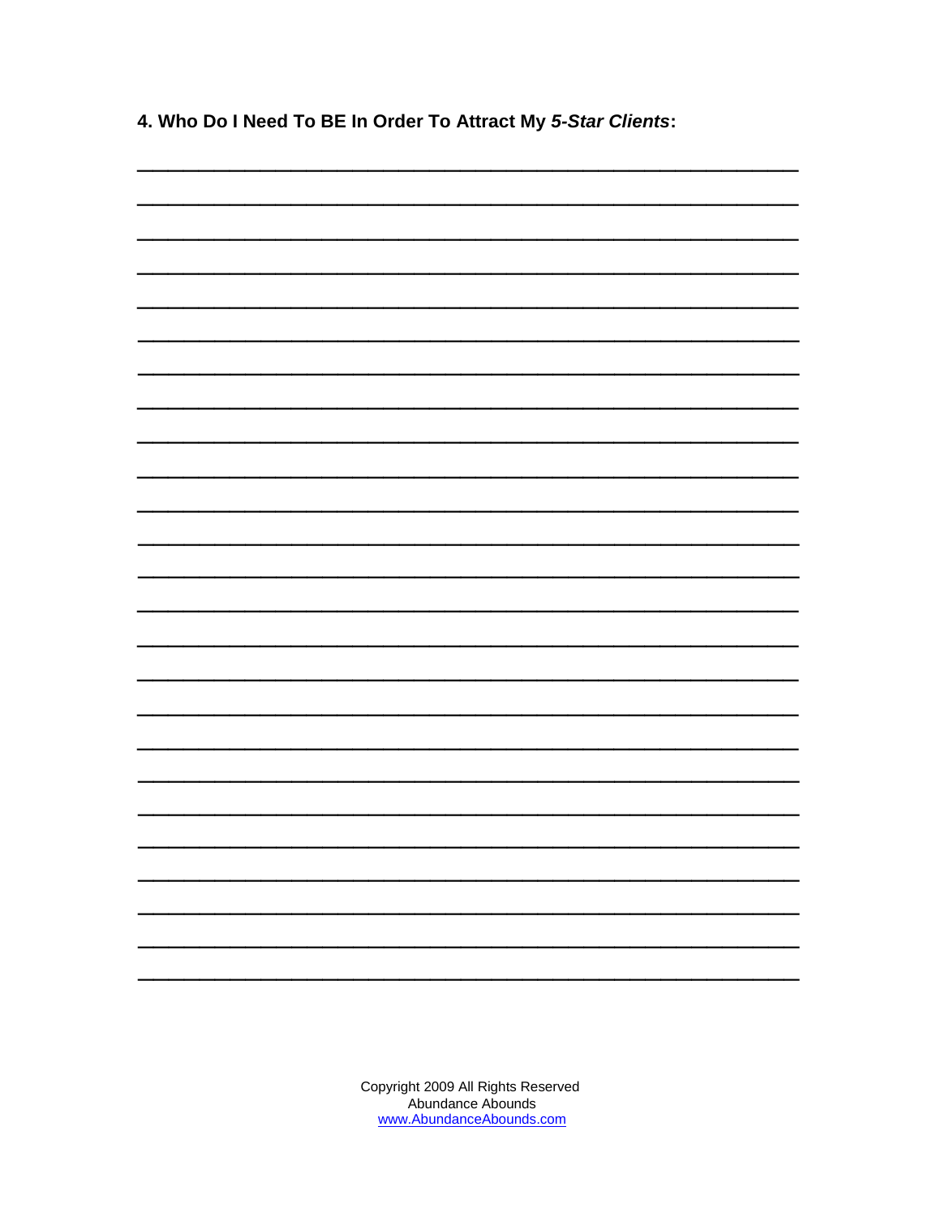**4. Who Do I Need To BE In Order To Attract My *5-Star Clients*:**

Copyright 2009 All Rights Reserved
Abundance Abounds
www.AbundanceAbounds.com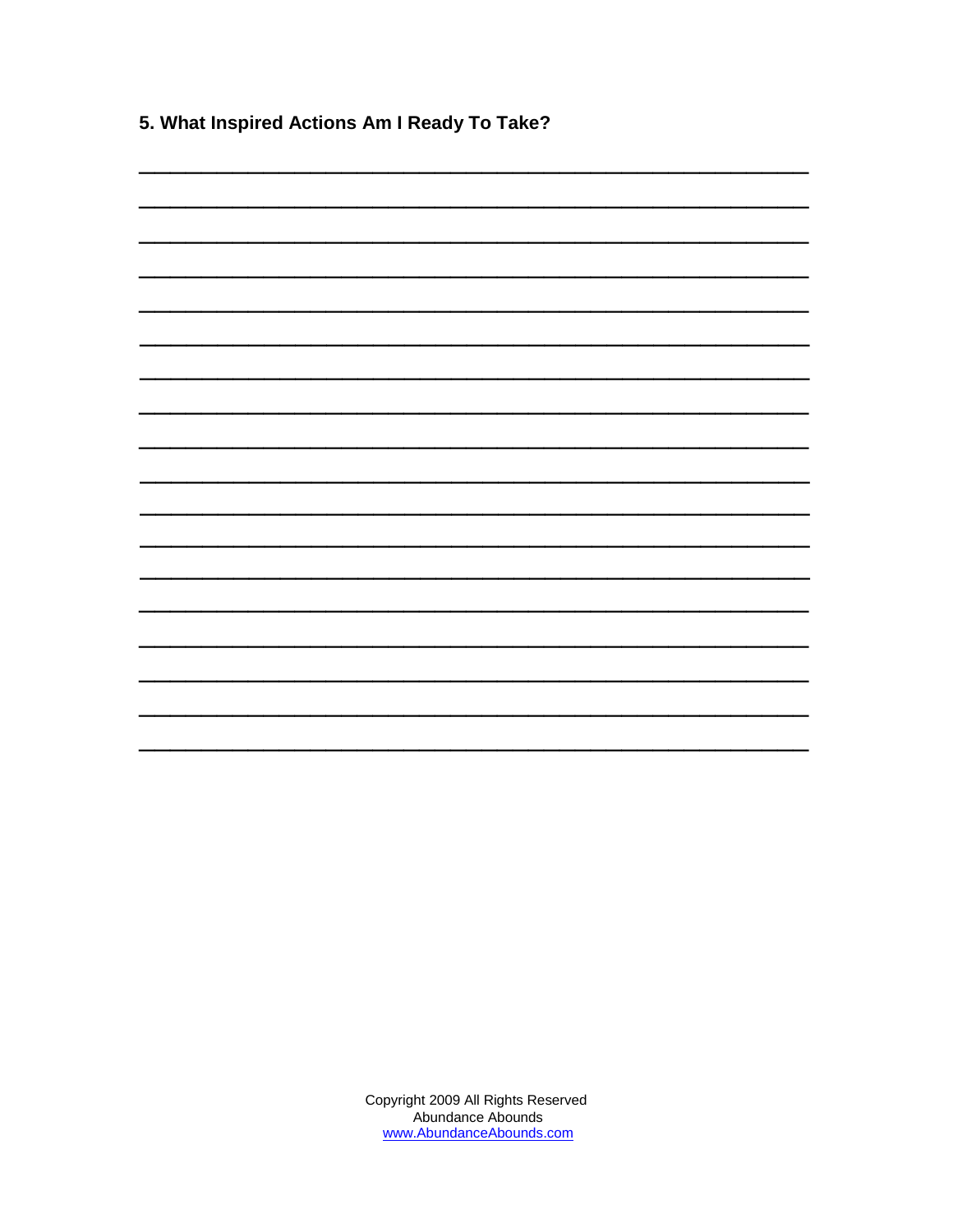## 5. What Inspired Actions Am I Ready To Take?

\_\_\_\_\_\_\_\_\_\_\_\_\_\_\_\_\_\_\_\_\_\_\_\_\_\_\_\_\_\_\_\_\_\_\_\_\_\_\_\_\_\_\_\_\_\_\_\_\_\_\_\_\_\_\_\_\_\_\_\_

\_\_\_\_\_\_\_\_\_\_\_\_\_\_\_\_\_\_\_\_\_\_\_\_\_\_\_\_\_\_\_\_\_\_\_\_\_\_\_\_\_\_\_\_\_\_\_\_\_\_\_\_\_\_\_\_\_\_\_\_

\_\_\_\_\_\_\_\_\_\_\_\_\_\_\_\_\_\_\_\_\_\_\_\_\_\_\_\_\_\_\_\_\_\_\_\_\_\_\_\_\_\_\_\_\_\_\_\_\_\_\_\_\_\_\_\_\_\_\_\_

\_\_\_\_\_\_\_\_\_\_\_\_\_\_\_\_\_\_\_\_\_\_\_\_\_\_\_\_\_\_\_\_\_\_\_\_\_\_\_\_\_\_\_\_\_\_\_\_\_\_\_\_\_\_\_\_\_\_\_\_

\_\_\_\_\_\_\_\_\_\_\_\_\_\_\_\_\_\_\_\_\_\_\_\_\_\_\_\_\_\_\_\_\_\_\_\_\_\_\_\_\_\_\_\_\_\_\_\_\_\_\_\_\_\_\_\_\_\_\_\_

\_\_\_\_\_\_\_\_\_\_\_\_\_\_\_\_\_\_\_\_\_\_\_\_\_\_\_\_\_\_\_\_\_\_\_\_\_\_\_\_\_\_\_\_\_\_\_\_\_\_\_\_\_\_\_\_\_\_\_\_

\_\_\_\_\_\_\_\_\_\_\_\_\_\_\_\_\_\_\_\_\_\_\_\_\_\_\_\_\_\_\_\_\_\_\_\_\_\_\_\_\_\_\_\_\_\_\_\_\_\_\_\_\_\_\_\_\_\_\_\_

\_\_\_\_\_\_\_\_\_\_\_\_\_\_\_\_\_\_\_\_\_\_\_\_\_\_\_\_\_\_\_\_\_\_\_\_\_\_\_\_\_\_\_\_\_\_\_\_\_\_\_\_\_\_\_\_\_\_\_\_

\_\_\_\_\_\_\_\_\_\_\_\_\_\_\_\_\_\_\_\_\_\_\_\_\_\_\_\_\_\_\_\_\_\_\_\_\_\_\_\_\_\_\_\_\_\_\_\_\_\_\_\_\_\_\_\_\_\_\_\_

\_\_\_\_\_\_\_\_\_\_\_\_\_\_\_\_\_\_\_\_\_\_\_\_\_\_\_\_\_\_\_\_\_\_\_\_\_\_\_\_\_\_\_\_\_\_\_\_\_\_\_\_\_\_\_\_\_\_\_\_

\_\_\_\_\_\_\_\_\_\_\_\_\_\_\_\_\_\_\_\_\_\_\_\_\_\_\_\_\_\_\_\_\_\_\_\_\_\_\_\_\_\_\_\_\_\_\_\_\_\_\_\_\_\_\_\_\_\_\_\_

\_\_\_\_\_\_\_\_\_\_\_\_\_\_\_\_\_\_\_\_\_\_\_\_\_\_\_\_\_\_\_\_\_\_\_\_\_\_\_\_\_\_\_\_\_\_\_\_\_\_\_\_\_\_\_\_\_\_\_\_

\_\_\_\_\_\_\_\_\_\_\_\_\_\_\_\_\_\_\_\_\_\_\_\_\_\_\_\_\_\_\_\_\_\_\_\_\_\_\_\_\_\_\_\_\_\_\_\_\_\_\_\_\_\_\_\_\_\_\_\_

\_\_\_\_\_\_\_\_\_\_\_\_\_\_\_\_\_\_\_\_\_\_\_\_\_\_\_\_\_\_\_\_\_\_\_\_\_\_\_\_\_\_\_\_\_\_\_\_\_\_\_\_\_\_\_\_\_\_\_\_

\_\_\_\_\_\_\_\_\_\_\_\_\_\_\_\_\_\_\_\_\_\_\_\_\_\_\_\_\_\_\_\_\_\_\_\_\_\_\_\_\_\_\_\_\_\_\_\_\_\_\_\_\_\_\_\_\_\_\_\_

\_\_\_\_\_\_\_\_\_\_\_\_\_\_\_\_\_\_\_\_\_\_\_\_\_\_\_\_\_\_\_\_\_\_\_\_\_\_\_\_\_\_\_\_\_\_\_\_\_\_\_\_\_\_\_\_\_\_\_\_

\_\_\_\_\_\_\_\_\_\_\_\_\_\_\_\_\_\_\_\_\_\_\_\_\_\_\_\_\_\_\_\_\_\_\_\_\_\_\_\_\_\_\_\_\_\_\_\_\_\_\_\_\_\_\_\_\_\_\_\_

\_\_\_\_\_\_\_\_\_\_\_\_\_\_\_\_\_\_\_\_\_\_\_\_\_\_\_\_\_\_\_\_\_\_\_\_\_\_\_\_\_\_\_\_\_\_\_\_\_\_\_\_\_\_\_\_\_\_\_\_

Copyright 2009 All Rights Reserved
Abundance Abounds
www.AbundanceAbounds.com